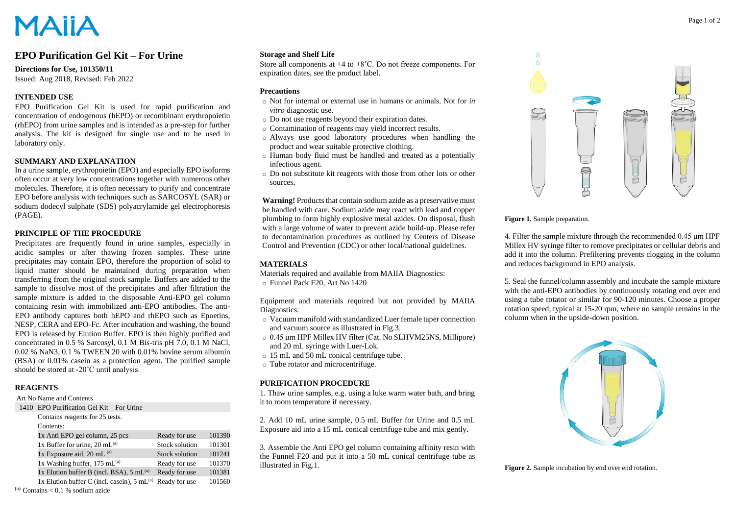MAiiA

# EPO Purification Gel Kit – For Urine

**Directions for Use, 101350/11**
Issued: Aug 2018, Revised: Feb 2022

## INTENDED USE

EPO Purification Gel Kit is used for rapid purification and concentration of endogenous (hEPO) or recombinant erythropoietin (rhEPO) from urine samples and is intended as a pre-step for further analysis. The kit is designed for single use and to be used in laboratory only.

## SUMMARY AND EXPLANATION

In a urine sample, erythropoietin (EPO) and especially EPO isoforms often occur at very low concentrations together with numerous other molecules. Therefore, it is often necessary to purify and concentrate EPO before analysis with techniques such as SARCOSYL (SAR) or sodium dodecyl sulphate (SDS) polyacrylamide gel electrophoresis (PAGE).

## PRINCIPLE OF THE PROCEDURE

Precipitates are frequently found in urine samples, especially in acidic samples or after thawing frozen samples. These urine precipitates may contain EPO, therefore the proportion of solid to liquid matter should be maintained during preparation when transferring from the original stock sample. Buffers are added to the sample to dissolve most of the precipitates and after filtration the sample mixture is added to the disposable Anti-EPO gel column containing resin with immobilized anti-EPO antibodies. The anti-EPO antibody captures both hEPO and rhEPO such as Epoetins, NESP, CERA and EPO-Fc. After incubation and washing, the bound EPO is released by Elution Buffer. EPO is then highly purified and concentrated in 0.5 % Sarcosyl, 0.1 M Bis-tris pH 7.0, 0.1 M NaCl, 0.02 % $NaN_3$, 0.1 % TWEEN 20 with 0.01% bovine serum albumin (BSA) or 0.01% casein as a protection agent. The purified sample should be stored at -20˚C until analysis.

## REAGENTS

| Art No | Name and Contents | | |
|---|---|---|---|
| 1410 | EPO Purification Gel Kit – For Urine | | |
| | Contains reagents for 25 tests. | | |
| | Contents: | | |
| | 1x Anti EPO gel column, 25 pcs | Ready for use | 101390 |
| | 1x Buffer for urine, 20 mL[a] | Stock solution | 101301 |
| | 1x Exposure aid, 20 mL [a] | Stock solution | 101241 |
| | 1x Washing buffer, 175 mL[a] | Ready for use | 101370 |
| | 1x Elution buffer B (incl. BSA), 5 mL[a] | Ready for use | 101381 |
| | 1x Elution buffer C (incl. casein), 5 mL[a] | Ready for use | 101560 |

[a] Contains < 0.1 % sodium azide

## Storage and Shelf Life

Store all components at +4 to +8˚C. Do not freeze components. For expiration dates, see the product label.

## Precautions

- Not for internal or external use in humans or animals. Not for *in vitro* diagnostic use.
- Do not use reagents beyond their expiration dates.
- Contamination of reagents may yield incorrect results.
- Always use good laboratory procedures when handling the product and wear suitable protective clothing.
- Human body fluid must be handled and treated as a potentially infectious agent.
- Do not substitute kit reagents with those from other lots or other sources.

**Warning!** Products that contain sodium azide as a preservative must be handled with care. Sodium azide may react with lead and copper plumbing to form highly explosive metal azides. On disposal, flush with a large volume of water to prevent azide build-up. Please refer to decontamination procedures as outlined by Centers of Disease Control and Prevention (CDC) or other local/national guidelines.

## MATERIALS

Materials required and available from MAIIA Diagnostics:

- Funnel Pack F20, Art No 1420

Equipment and materials required but not provided by MAIIA Diagnostics:

- Vacuum manifold with standardized Luer female taper connection and vacuum source as illustrated in Fig.3.
- 0.45 µm HPF Millex HV filter (Cat. No SLHVM25NS, Millipore) and 20 mL syringe with Luer-Lok.
- 15 mL and 50 mL conical centrifuge tube.
- Tube rotator and microcentrifuge.

## PURIFICATION PROCEDURE

1. Thaw urine samples, e.g. using a luke warm water bath, and bring it to room temperature if necessary.

2. Add 10 mL urine sample, 0.5 mL Buffer for Urine and 0.5 mL Exposure aid into a 15 mL conical centrifuge tube and mix gently.

3. Assemble the Anti EPO gel column containing affinity resin with the Funnel F20 and put it into a 50 mL conical centrifuge tube as illustrated in Fig.1.

**Figure 1.** Sample preparation.

4. Filter the sample mixture through the recommended 0.45 µm HPF Millex HV syringe filter to remove precipitates or cellular debris and add it into the column. Prefiltering prevents clogging in the column and reduces background in EPO analysis.

5. Seal the funnel/column assembly and incubate the sample mixture with the anti-EPO antibodies by continuously rotating end over end using a tube rotator or similar for 90-120 minutes. Choose a proper rotation speed, typical at 15-20 rpm, where no sample remains in the column when in the upside-down position.

**Figure 2.** Sample incubation by end over end rotation.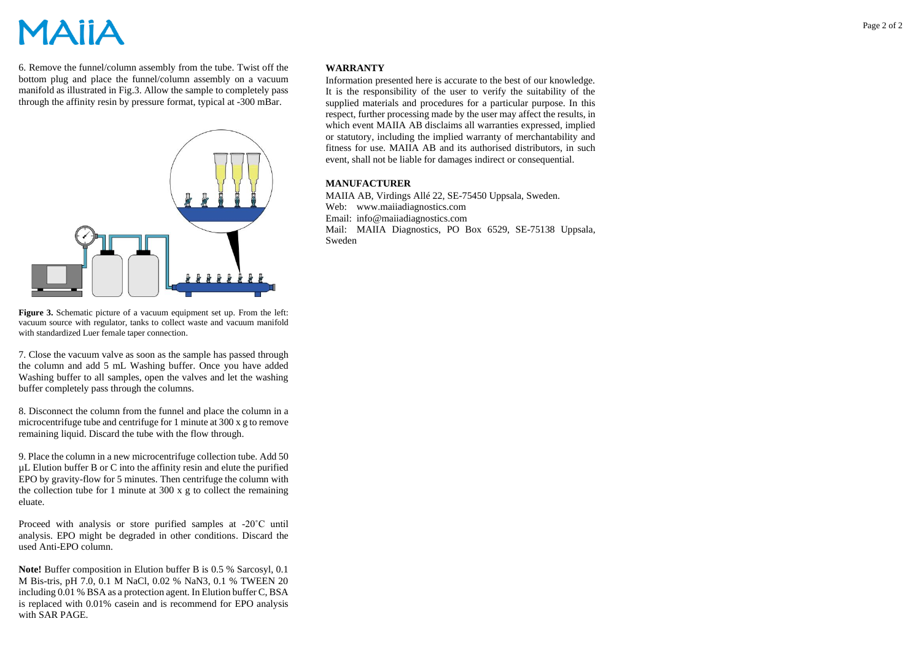6. Remove the funnel/column assembly from the tube. Twist off the bottom plug and place the funnel/column assembly on a vacuum manifold as illustrated in Fig.3. Allow the sample to completely pass through the affinity resin by pressure format, typical at -300 mBar.

**Figure 3.** Schematic picture of a vacuum equipment set up. From the left: vacuum source with regulator, tanks to collect waste and vacuum manifold with standardized Luer female taper connection.

7. Close the vacuum valve as soon as the sample has passed through the column and add 5 mL Washing buffer. Once you have added Washing buffer to all samples, open the valves and let the washing buffer completely pass through the columns.

8. Disconnect the column from the funnel and place the column in a microcentrifuge tube and centrifuge for 1 minute at 300 x g to remove remaining liquid. Discard the tube with the flow through.

9. Place the column in a new microcentrifuge collection tube. Add 50 µL Elution buffer B or C into the affinity resin and elute the purified EPO by gravity-flow for 5 minutes. Then centrifuge the column with the collection tube for 1 minute at 300 x g to collect the remaining eluate.

Proceed with analysis or store purified samples at -20˚C until analysis. EPO might be degraded in other conditions. Discard the used Anti-EPO column.

**Note!** Buffer composition in Elution buffer B is 0.5 % Sarcosyl, 0.1 M Bis-tris, pH 7.0, 0.1 M NaCl, 0.02 % $NaN_3$, 0.1 % TWEEN 20 including 0.01 % BSA as a protection agent. In Elution buffer C, BSA is replaced with 0.01% casein and is recommend for EPO analysis with SAR PAGE.

**WARRANTY**

Information presented here is accurate to the best of our knowledge. It is the responsibility of the user to verify the suitability of the supplied materials and procedures for a particular purpose. In this respect, further processing made by the user may affect the results, in which event MAIIA AB disclaims all warranties expressed, implied or statutory, including the implied warranty of merchantability and fitness for use. MAIIA AB and its authorised distributors, in such event, shall not be liable for damages indirect or consequential.

**MANUFACTURER**

MAIIA AB, Virdings Allé 22, SE-75450 Uppsala, Sweden.
Web: www.maiiadiagnostics.com
Email: info@maiiadiagnostics.com
Mail: MAIIA Diagnostics, PO Box 6529, SE-75138 Uppsala, Sweden